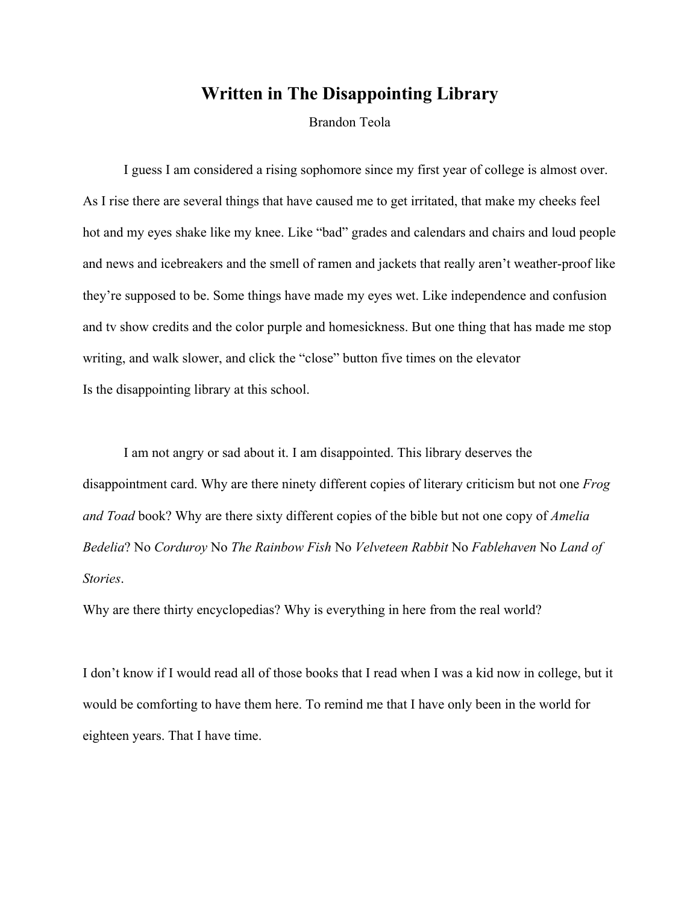# Written in The Disappointing Library

Brandon Teola

I guess I am considered a rising sophomore since my first year of college is almost over. As I rise there are several things that have caused me to get irritated, that make my cheeks feel hot and my eyes shake like my knee. Like "bad" grades and calendars and chairs and loud people and news and icebreakers and the smell of ramen and jackets that really aren't weather-proof like they're supposed to be. Some things have made my eyes wet. Like independence and confusion and tv show credits and the color purple and homesickness. But one thing that has made me stop writing, and walk slower, and click the "close" button five times on the elevator
Is the disappointing library at this school.

I am not angry or sad about it. I am disappointed. This library deserves the disappointment card. Why are there ninety different copies of literary criticism but not one *Frog and Toad* book? Why are there sixty different copies of the bible but not one copy of *Amelia Bedelia*? No *Corduroy* No *The Rainbow Fish* No *Velveteen Rabbit* No *Fablehaven* No *Land of Stories*.
Why are there thirty encyclopedias? Why is everything in here from the real world?

I don't know if I would read all of those books that I read when I was a kid now in college, but it would be comforting to have them here. To remind me that I have only been in the world for eighteen years. That I have time.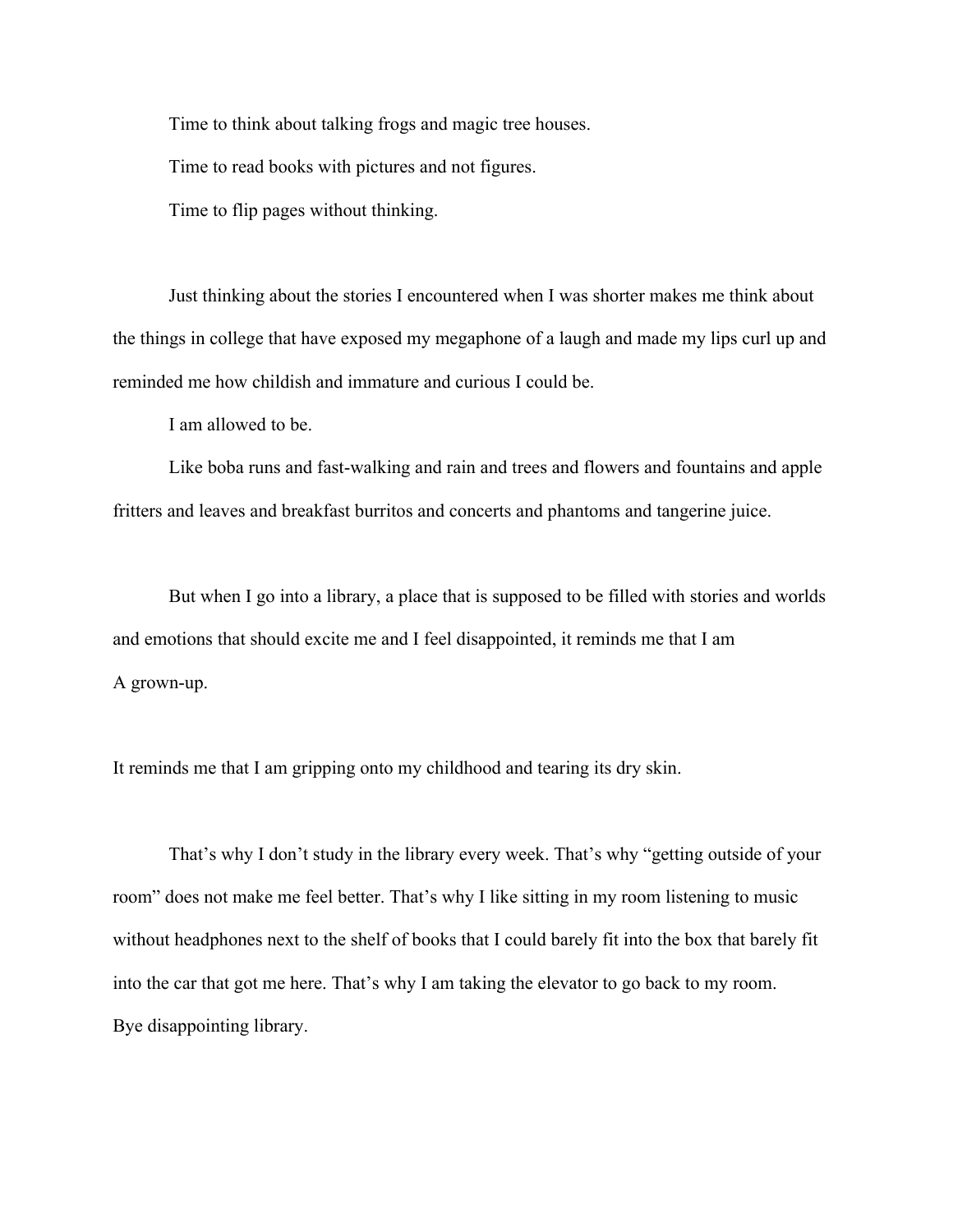Time to think about talking frogs and magic tree houses.

Time to read books with pictures and not figures.

Time to flip pages without thinking.

Just thinking about the stories I encountered when I was shorter makes me think about the things in college that have exposed my megaphone of a laugh and made my lips curl up and reminded me how childish and immature and curious I could be.

I am allowed to be.

Like boba runs and fast-walking and rain and trees and flowers and fountains and apple fritters and leaves and breakfast burritos and concerts and phantoms and tangerine juice.

But when I go into a library, a place that is supposed to be filled with stories and worlds and emotions that should excite me and I feel disappointed, it reminds me that I am
A grown-up.

It reminds me that I am gripping onto my childhood and tearing its dry skin.

That's why I don't study in the library every week. That's why "getting outside of your room" does not make me feel better. That's why I like sitting in my room listening to music without headphones next to the shelf of books that I could barely fit into the box that barely fit into the car that got me here. That's why I am taking the elevator to go back to my room.
Bye disappointing library.